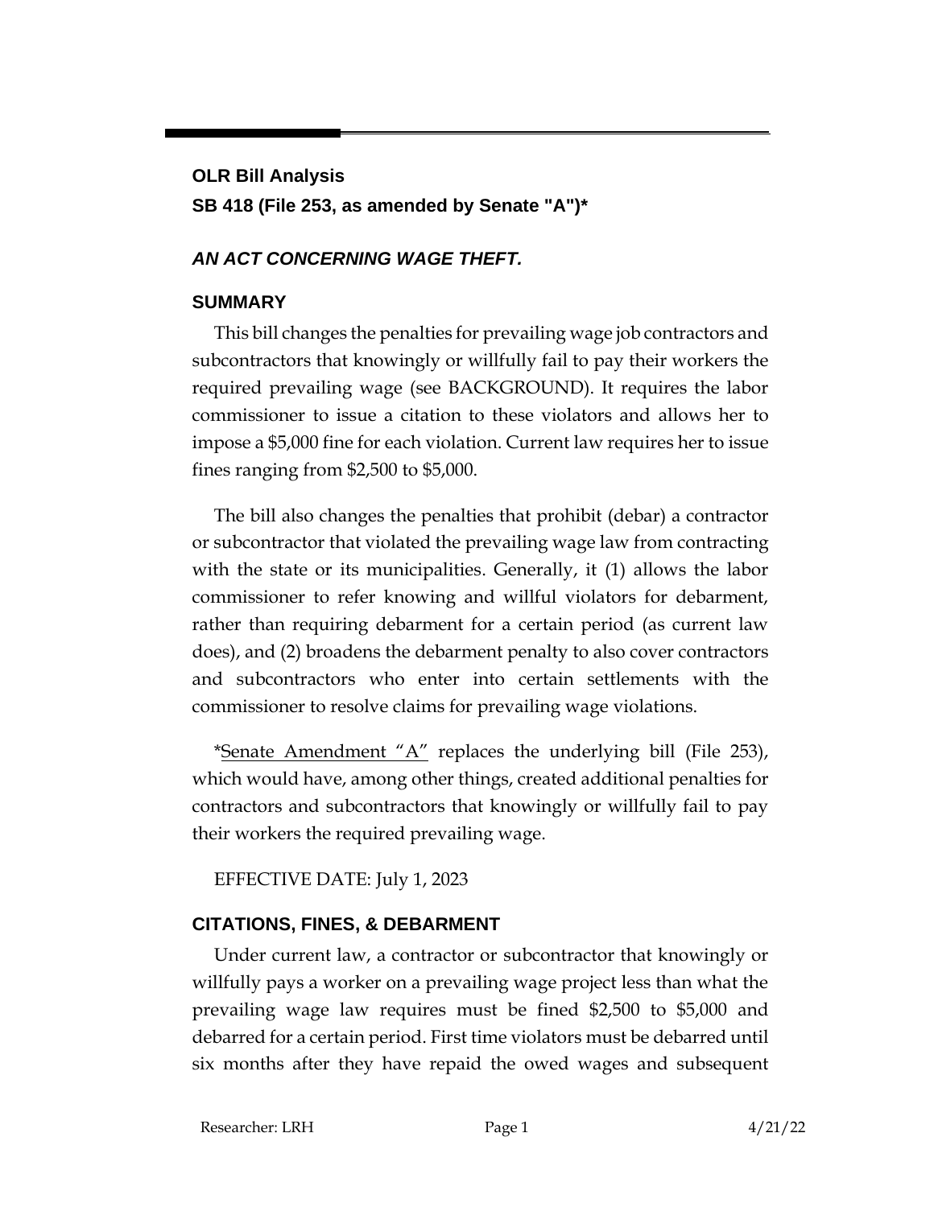## OLR Bill Analysis

## SB 418 (File 253, as amended by Senate "A")*

### *AN ACT CONCERNING WAGE THEFT.*

### SUMMARY

This bill changes the penalties for prevailing wage job contractors and subcontractors that knowingly or willfully fail to pay their workers the required prevailing wage (see BACKGROUND). It requires the labor commissioner to issue a citation to these violators and allows her to impose a $5,000 fine for each violation. Current law requires her to issue fines ranging from $2,500 to $5,000.

The bill also changes the penalties that prohibit (debar) a contractor or subcontractor that violated the prevailing wage law from contracting with the state or its municipalities. Generally, it (1) allows the labor commissioner to refer knowing and willful violators for debarment, rather than requiring debarment for a certain period (as current law does), and (2) broadens the debarment penalty to also cover contractors and subcontractors who enter into certain settlements with the commissioner to resolve claims for prevailing wage violations.

*Senate Amendment "A" replaces the underlying bill (File 253), which would have, among other things, created additional penalties for contractors and subcontractors that knowingly or willfully fail to pay their workers the required prevailing wage.

EFFECTIVE DATE: July 1, 2023

### CITATIONS, FINES, & DEBARMENT

Under current law, a contractor or subcontractor that knowingly or willfully pays a worker on a prevailing wage project less than what the prevailing wage law requires must be fined $2,500 to $5,000 and debarred for a certain period. First time violators must be debarred until six months after they have repaid the owed wages and subsequent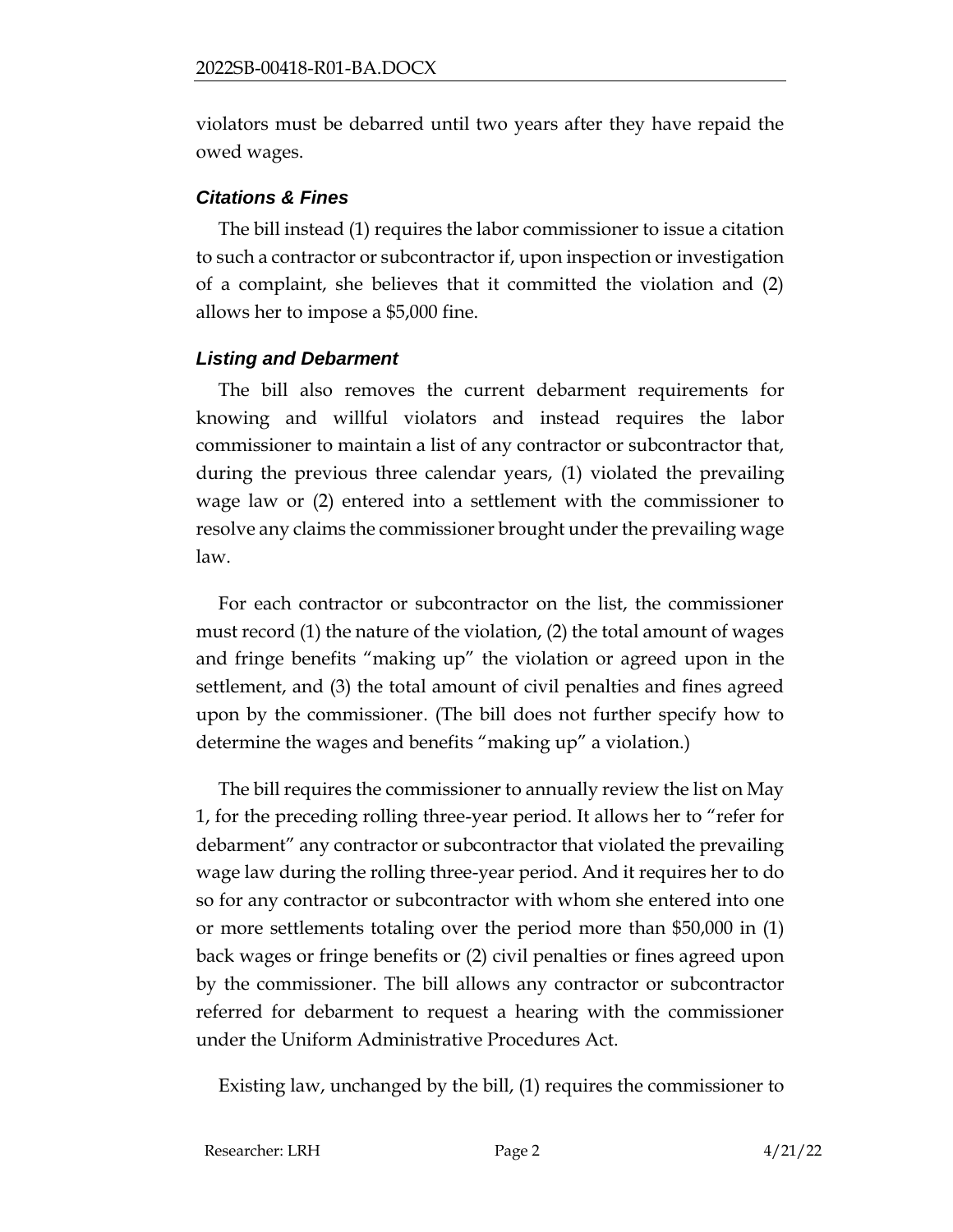violators must be debarred until two years after they have repaid the owed wages.

### *Citations & Fines*

The bill instead (1) requires the labor commissioner to issue a citation to such a contractor or subcontractor if, upon inspection or investigation of a complaint, she believes that it committed the violation and (2) allows her to impose a $5,000 fine.

### *Listing and Debarment*

The bill also removes the current debarment requirements for knowing and willful violators and instead requires the labor commissioner to maintain a list of any contractor or subcontractor that, during the previous three calendar years, (1) violated the prevailing wage law or (2) entered into a settlement with the commissioner to resolve any claims the commissioner brought under the prevailing wage law.

For each contractor or subcontractor on the list, the commissioner must record (1) the nature of the violation, (2) the total amount of wages and fringe benefits "making up" the violation or agreed upon in the settlement, and (3) the total amount of civil penalties and fines agreed upon by the commissioner. (The bill does not further specify how to determine the wages and benefits "making up" a violation.)

The bill requires the commissioner to annually review the list on May 1, for the preceding rolling three-year period. It allows her to "refer for debarment" any contractor or subcontractor that violated the prevailing wage law during the rolling three-year period. And it requires her to do so for any contractor or subcontractor with whom she entered into one or more settlements totaling over the period more than $50,000 in (1) back wages or fringe benefits or (2) civil penalties or fines agreed upon by the commissioner. The bill allows any contractor or subcontractor referred for debarment to request a hearing with the commissioner under the Uniform Administrative Procedures Act.

Existing law, unchanged by the bill, (1) requires the commissioner to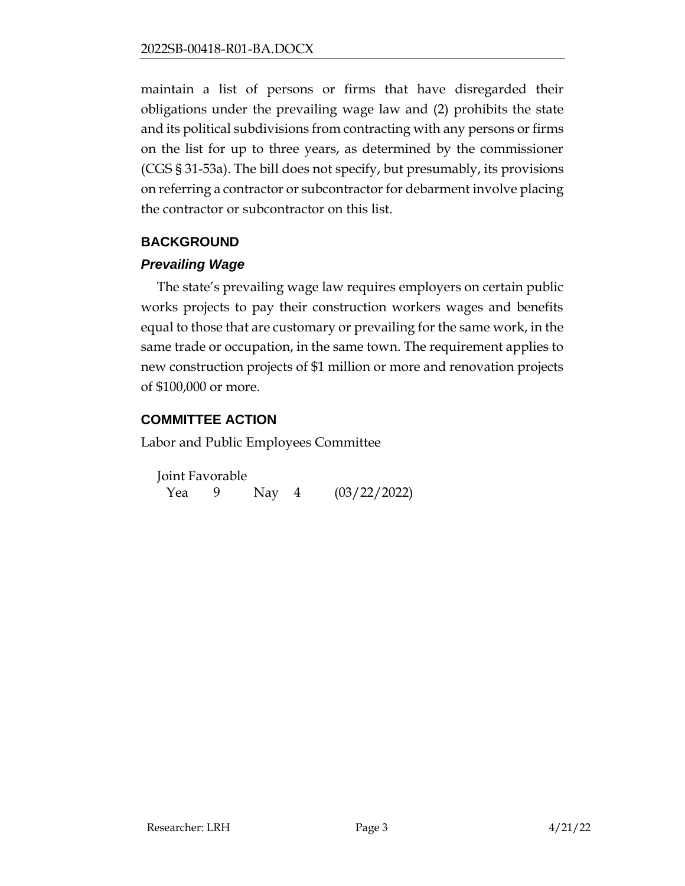maintain a list of persons or firms that have disregarded their obligations under the prevailing wage law and (2) prohibits the state and its political subdivisions from contracting with any persons or firms on the list for up to three years, as determined by the commissioner (CGS § 31-53a). The bill does not specify, but presumably, its provisions on referring a contractor or subcontractor for debarment involve placing the contractor or subcontractor on this list.

## BACKGROUND

### *Prevailing Wage*

The state's prevailing wage law requires employers on certain public works projects to pay their construction workers wages and benefits equal to those that are customary or prevailing for the same work, in the same trade or occupation, in the same town. The requirement applies to new construction projects of $1 million or more and renovation projects of $100,000 or more.

## COMMITTEE ACTION

Labor and Public Employees Committee

Joint Favorable
Yea 9 Nay 4 (03/22/2022)